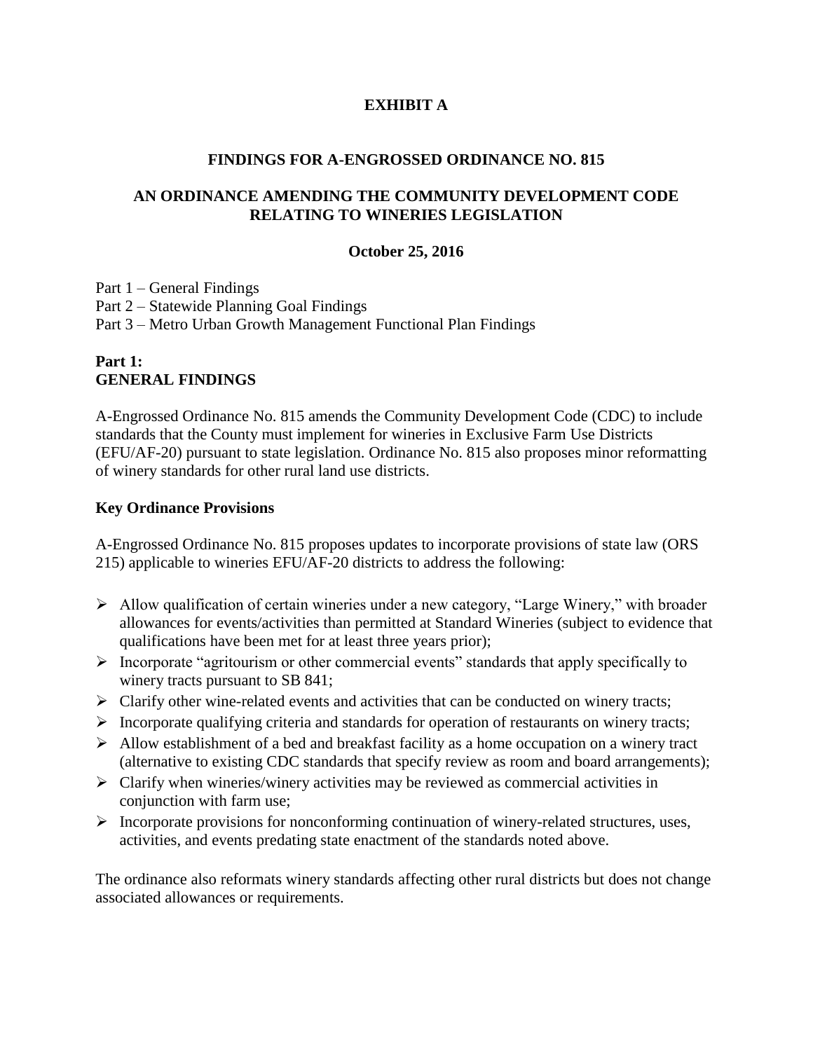# EXHIBIT A

## FINDINGS FOR A-ENGROSSED ORDINANCE NO. 815

## AN ORDINANCE AMENDING THE COMMUNITY DEVELOPMENT CODE RELATING TO WINERIES LEGISLATION

**October 25, 2016**

Part 1 – General Findings
Part 2 – Statewide Planning Goal Findings
Part 3 – Metro Urban Growth Management Functional Plan Findings

## Part 1:
## GENERAL FINDINGS

A-Engrossed Ordinance No. 815 amends the Community Development Code (CDC) to include standards that the County must implement for wineries in Exclusive Farm Use Districts (EFU/AF-20) pursuant to state legislation. Ordinance No. 815 also proposes minor reformatting of winery standards for other rural land use districts.

### Key Ordinance Provisions

A-Engrossed Ordinance No. 815 proposes updates to incorporate provisions of state law (ORS 215) applicable to wineries EFU/AF-20 districts to address the following:

- Allow qualification of certain wineries under a new category, "Large Winery," with broader allowances for events/activities than permitted at Standard Wineries (subject to evidence that qualifications have been met for at least three years prior);
- Incorporate "agritourism or other commercial events" standards that apply specifically to winery tracts pursuant to SB 841;
- Clarify other wine-related events and activities that can be conducted on winery tracts;
- Incorporate qualifying criteria and standards for operation of restaurants on winery tracts;
- Allow establishment of a bed and breakfast facility as a home occupation on a winery tract (alternative to existing CDC standards that specify review as room and board arrangements);
- Clarify when wineries/winery activities may be reviewed as commercial activities in conjunction with farm use;
- Incorporate provisions for nonconforming continuation of winery-related structures, uses, activities, and events predating state enactment of the standards noted above.

The ordinance also reformats winery standards affecting other rural districts but does not change associated allowances or requirements.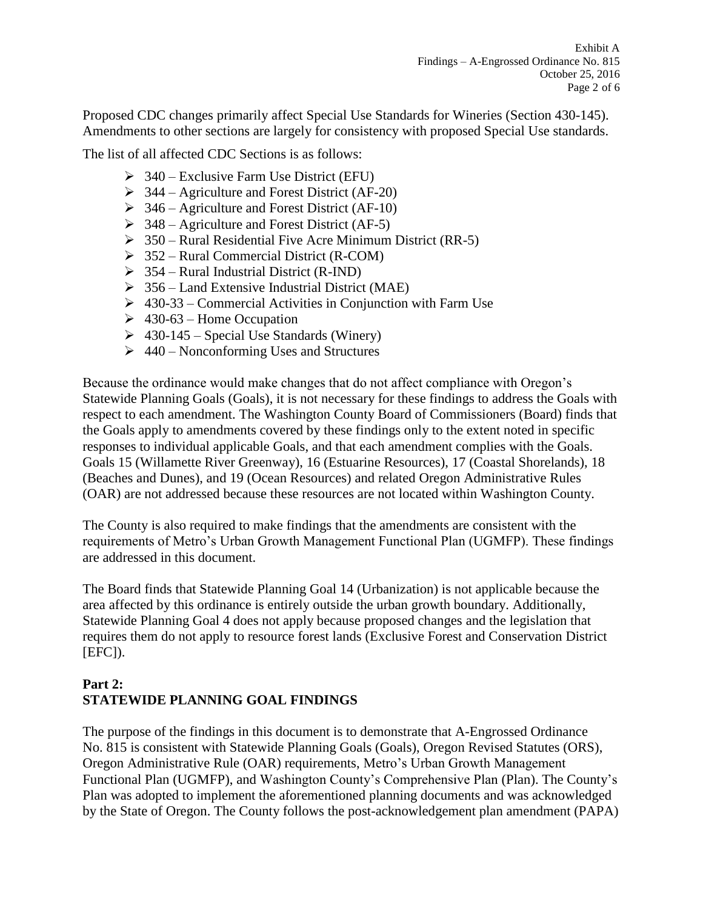Proposed CDC changes primarily affect Special Use Standards for Wineries (Section 430-145). Amendments to other sections are largely for consistency with proposed Special Use standards.

The list of all affected CDC Sections is as follows:

- 340 – Exclusive Farm Use District (EFU)
- 344 – Agriculture and Forest District (AF-20)
- 346 – Agriculture and Forest District (AF-10)
- 348 – Agriculture and Forest District (AF-5)
- 350 – Rural Residential Five Acre Minimum District (RR-5)
- 352 – Rural Commercial District (R-COM)
- 354 – Rural Industrial District (R-IND)
- 356 – Land Extensive Industrial District (MAE)
- 430-33 – Commercial Activities in Conjunction with Farm Use
- 430-63 – Home Occupation
- 430-145 – Special Use Standards (Winery)
- 440 – Nonconforming Uses and Structures

Because the ordinance would make changes that do not affect compliance with Oregon's Statewide Planning Goals (Goals), it is not necessary for these findings to address the Goals with respect to each amendment. The Washington County Board of Commissioners (Board) finds that the Goals apply to amendments covered by these findings only to the extent noted in specific responses to individual applicable Goals, and that each amendment complies with the Goals. Goals 15 (Willamette River Greenway), 16 (Estuarine Resources), 17 (Coastal Shorelands), 18 (Beaches and Dunes), and 19 (Ocean Resources) and related Oregon Administrative Rules (OAR) are not addressed because these resources are not located within Washington County.

The County is also required to make findings that the amendments are consistent with the requirements of Metro's Urban Growth Management Functional Plan (UGMFP). These findings are addressed in this document.

The Board finds that Statewide Planning Goal 14 (Urbanization) is not applicable because the area affected by this ordinance is entirely outside the urban growth boundary. Additionally, Statewide Planning Goal 4 does not apply because proposed changes and the legislation that requires them do not apply to resource forest lands (Exclusive Forest and Conservation District [EFC]).

## Part 2:
## STATEWIDE PLANNING GOAL FINDINGS

The purpose of the findings in this document is to demonstrate that A-Engrossed Ordinance No. 815 is consistent with Statewide Planning Goals (Goals), Oregon Revised Statutes (ORS), Oregon Administrative Rule (OAR) requirements, Metro's Urban Growth Management Functional Plan (UGMFP), and Washington County's Comprehensive Plan (Plan). The County's Plan was adopted to implement the aforementioned planning documents and was acknowledged by the State of Oregon. The County follows the post-acknowledgement plan amendment (PAPA)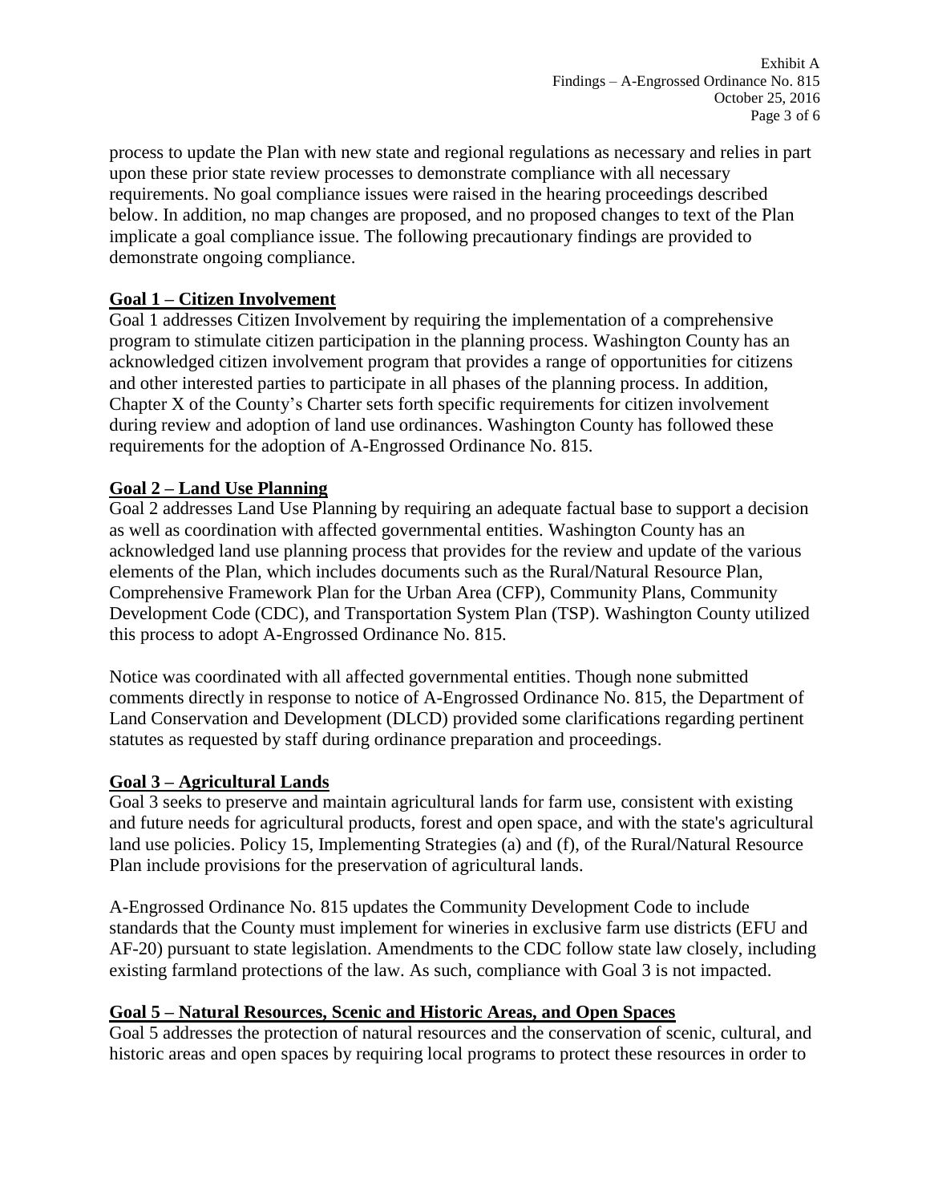process to update the Plan with new state and regional regulations as necessary and relies in part upon these prior state review processes to demonstrate compliance with all necessary requirements. No goal compliance issues were raised in the hearing proceedings described below. In addition, no map changes are proposed, and no proposed changes to text of the Plan implicate a goal compliance issue. The following precautionary findings are provided to demonstrate ongoing compliance.

## Goal 1 – Citizen Involvement

Goal 1 addresses Citizen Involvement by requiring the implementation of a comprehensive program to stimulate citizen participation in the planning process. Washington County has an acknowledged citizen involvement program that provides a range of opportunities for citizens and other interested parties to participate in all phases of the planning process. In addition, Chapter X of the County's Charter sets forth specific requirements for citizen involvement during review and adoption of land use ordinances. Washington County has followed these requirements for the adoption of A-Engrossed Ordinance No. 815.

## Goal 2 – Land Use Planning

Goal 2 addresses Land Use Planning by requiring an adequate factual base to support a decision as well as coordination with affected governmental entities. Washington County has an acknowledged land use planning process that provides for the review and update of the various elements of the Plan, which includes documents such as the Rural/Natural Resource Plan, Comprehensive Framework Plan for the Urban Area (CFP), Community Plans, Community Development Code (CDC), and Transportation System Plan (TSP). Washington County utilized this process to adopt A-Engrossed Ordinance No. 815.

Notice was coordinated with all affected governmental entities. Though none submitted comments directly in response to notice of A-Engrossed Ordinance No. 815, the Department of Land Conservation and Development (DLCD) provided some clarifications regarding pertinent statutes as requested by staff during ordinance preparation and proceedings.

## Goal 3 – Agricultural Lands

Goal 3 seeks to preserve and maintain agricultural lands for farm use, consistent with existing and future needs for agricultural products, forest and open space, and with the state's agricultural land use policies. Policy 15, Implementing Strategies (a) and (f), of the Rural/Natural Resource Plan include provisions for the preservation of agricultural lands.

A-Engrossed Ordinance No. 815 updates the Community Development Code to include standards that the County must implement for wineries in exclusive farm use districts (EFU and AF-20) pursuant to state legislation. Amendments to the CDC follow state law closely, including existing farmland protections of the law. As such, compliance with Goal 3 is not impacted.

## Goal 5 – Natural Resources, Scenic and Historic Areas, and Open Spaces

Goal 5 addresses the protection of natural resources and the conservation of scenic, cultural, and historic areas and open spaces by requiring local programs to protect these resources in order to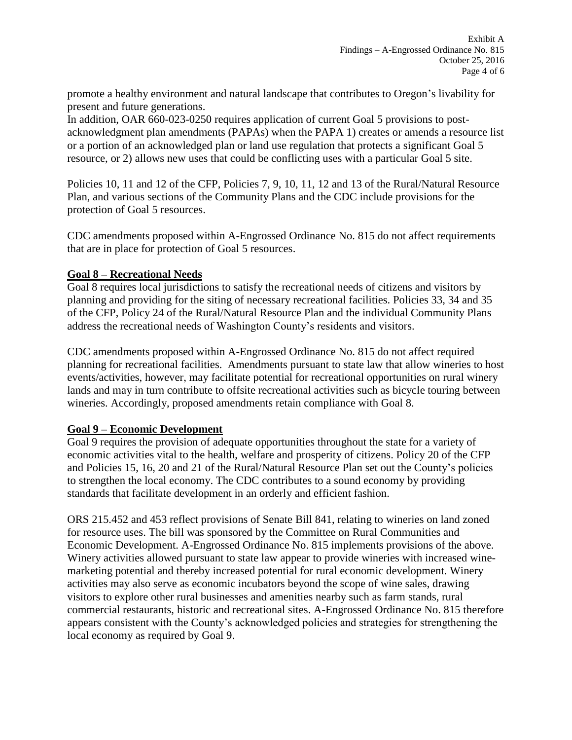promote a healthy environment and natural landscape that contributes to Oregon's livability for present and future generations.

In addition, OAR 660-023-0250 requires application of current Goal 5 provisions to post-acknowledgment plan amendments (PAPAs) when the PAPA 1) creates or amends a resource list or a portion of an acknowledged plan or land use regulation that protects a significant Goal 5 resource, or 2) allows new uses that could be conflicting uses with a particular Goal 5 site.

Policies 10, 11 and 12 of the CFP, Policies 7, 9, 10, 11, 12 and 13 of the Rural/Natural Resource Plan, and various sections of the Community Plans and the CDC include provisions for the protection of Goal 5 resources.

CDC amendments proposed within A-Engrossed Ordinance No. 815 do not affect requirements that are in place for protection of Goal 5 resources.

## Goal 8 – Recreational Needs

Goal 8 requires local jurisdictions to satisfy the recreational needs of citizens and visitors by planning and providing for the siting of necessary recreational facilities. Policies 33, 34 and 35 of the CFP, Policy 24 of the Rural/Natural Resource Plan and the individual Community Plans address the recreational needs of Washington County's residents and visitors.

CDC amendments proposed within A-Engrossed Ordinance No. 815 do not affect required planning for recreational facilities. Amendments pursuant to state law that allow wineries to host events/activities, however, may facilitate potential for recreational opportunities on rural winery lands and may in turn contribute to offsite recreational activities such as bicycle touring between wineries. Accordingly, proposed amendments retain compliance with Goal 8.

## Goal 9 – Economic Development

Goal 9 requires the provision of adequate opportunities throughout the state for a variety of economic activities vital to the health, welfare and prosperity of citizens. Policy 20 of the CFP and Policies 15, 16, 20 and 21 of the Rural/Natural Resource Plan set out the County's policies to strengthen the local economy. The CDC contributes to a sound economy by providing standards that facilitate development in an orderly and efficient fashion.

ORS 215.452 and 453 reflect provisions of Senate Bill 841, relating to wineries on land zoned for resource uses. The bill was sponsored by the Committee on Rural Communities and Economic Development. A-Engrossed Ordinance No. 815 implements provisions of the above. Winery activities allowed pursuant to state law appear to provide wineries with increased wine-marketing potential and thereby increased potential for rural economic development. Winery activities may also serve as economic incubators beyond the scope of wine sales, drawing visitors to explore other rural businesses and amenities nearby such as farm stands, rural commercial restaurants, historic and recreational sites. A-Engrossed Ordinance No. 815 therefore appears consistent with the County's acknowledged policies and strategies for strengthening the local economy as required by Goal 9.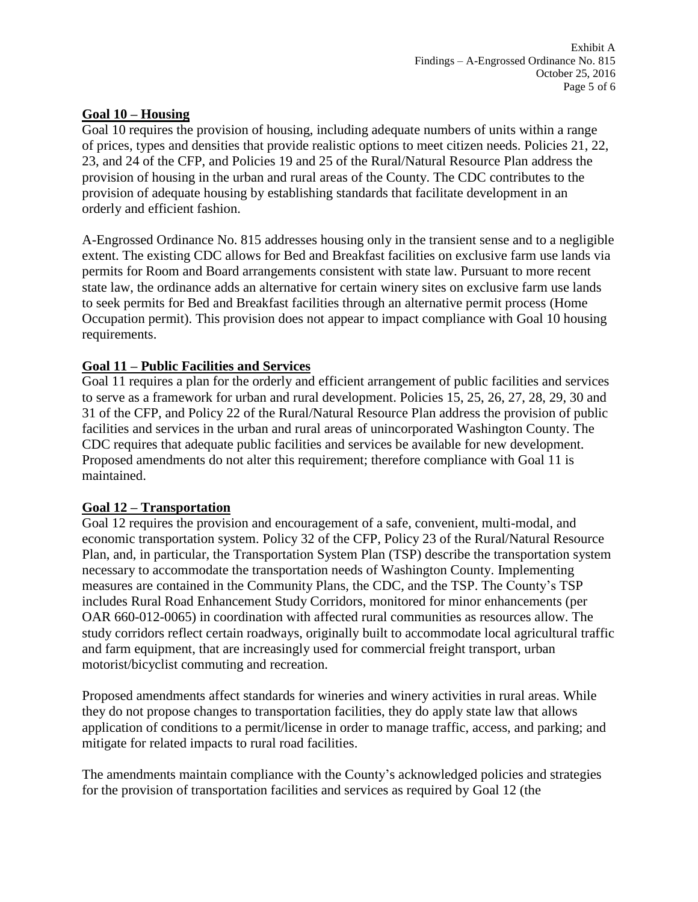## Goal 10 – Housing

Goal 10 requires the provision of housing, including adequate numbers of units within a range of prices, types and densities that provide realistic options to meet citizen needs. Policies 21, 22, 23, and 24 of the CFP, and Policies 19 and 25 of the Rural/Natural Resource Plan address the provision of housing in the urban and rural areas of the County. The CDC contributes to the provision of adequate housing by establishing standards that facilitate development in an orderly and efficient fashion.

A-Engrossed Ordinance No. 815 addresses housing only in the transient sense and to a negligible extent. The existing CDC allows for Bed and Breakfast facilities on exclusive farm use lands via permits for Room and Board arrangements consistent with state law. Pursuant to more recent state law, the ordinance adds an alternative for certain winery sites on exclusive farm use lands to seek permits for Bed and Breakfast facilities through an alternative permit process (Home Occupation permit). This provision does not appear to impact compliance with Goal 10 housing requirements.

## Goal 11 – Public Facilities and Services

Goal 11 requires a plan for the orderly and efficient arrangement of public facilities and services to serve as a framework for urban and rural development. Policies 15, 25, 26, 27, 28, 29, 30 and 31 of the CFP, and Policy 22 of the Rural/Natural Resource Plan address the provision of public facilities and services in the urban and rural areas of unincorporated Washington County. The CDC requires that adequate public facilities and services be available for new development. Proposed amendments do not alter this requirement; therefore compliance with Goal 11 is maintained.

## Goal 12 – Transportation

Goal 12 requires the provision and encouragement of a safe, convenient, multi-modal, and economic transportation system. Policy 32 of the CFP, Policy 23 of the Rural/Natural Resource Plan, and, in particular, the Transportation System Plan (TSP) describe the transportation system necessary to accommodate the transportation needs of Washington County. Implementing measures are contained in the Community Plans, the CDC, and the TSP. The County's TSP includes Rural Road Enhancement Study Corridors, monitored for minor enhancements (per OAR 660-012-0065) in coordination with affected rural communities as resources allow. The study corridors reflect certain roadways, originally built to accommodate local agricultural traffic and farm equipment, that are increasingly used for commercial freight transport, urban motorist/bicyclist commuting and recreation.

Proposed amendments affect standards for wineries and winery activities in rural areas. While they do not propose changes to transportation facilities, they do apply state law that allows application of conditions to a permit/license in order to manage traffic, access, and parking; and mitigate for related impacts to rural road facilities.

The amendments maintain compliance with the County's acknowledged policies and strategies for the provision of transportation facilities and services as required by Goal 12 (the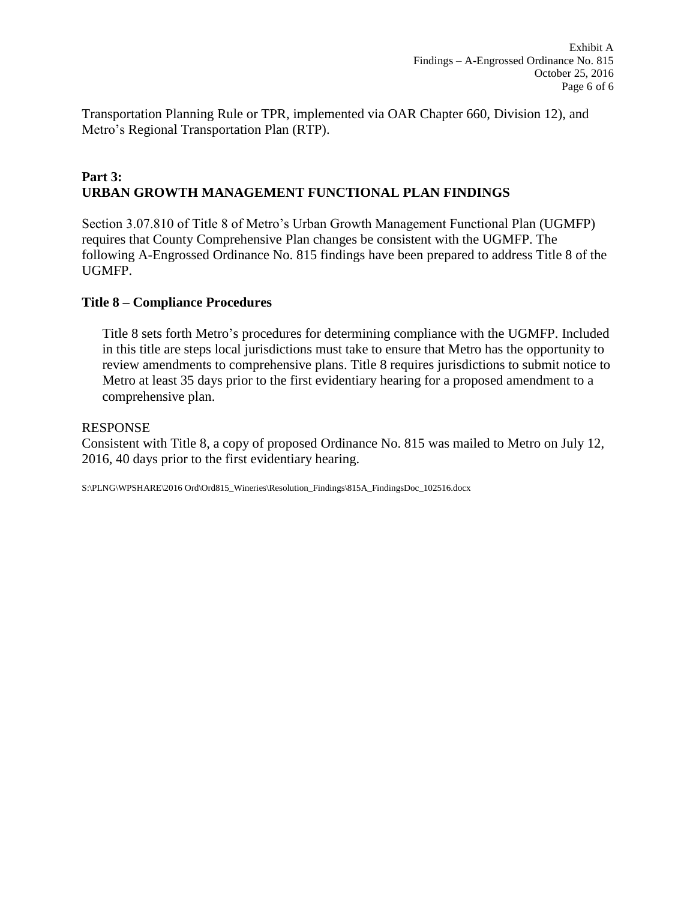Transportation Planning Rule or TPR, implemented via OAR Chapter 660, Division 12), and Metro's Regional Transportation Plan (RTP).

## Part 3:
## URBAN GROWTH MANAGEMENT FUNCTIONAL PLAN FINDINGS

Section 3.07.810 of Title 8 of Metro's Urban Growth Management Functional Plan (UGMFP) requires that County Comprehensive Plan changes be consistent with the UGMFP. The following A-Engrossed Ordinance No. 815 findings have been prepared to address Title 8 of the UGMFP.

### Title 8 – Compliance Procedures

> Title 8 sets forth Metro's procedures for determining compliance with the UGMFP. Included in this title are steps local jurisdictions must take to ensure that Metro has the opportunity to review amendments to comprehensive plans. Title 8 requires jurisdictions to submit notice to Metro at least 35 days prior to the first evidentiary hearing for a proposed amendment to a comprehensive plan.

RESPONSE

Consistent with Title 8, a copy of proposed Ordinance No. 815 was mailed to Metro on July 12, 2016, 40 days prior to the first evidentiary hearing.

S:\PLNG\WPSHARE\2016 Ord\Ord815_Wineries\Resolution_Findings\815A_FindingsDoc_102516.docx